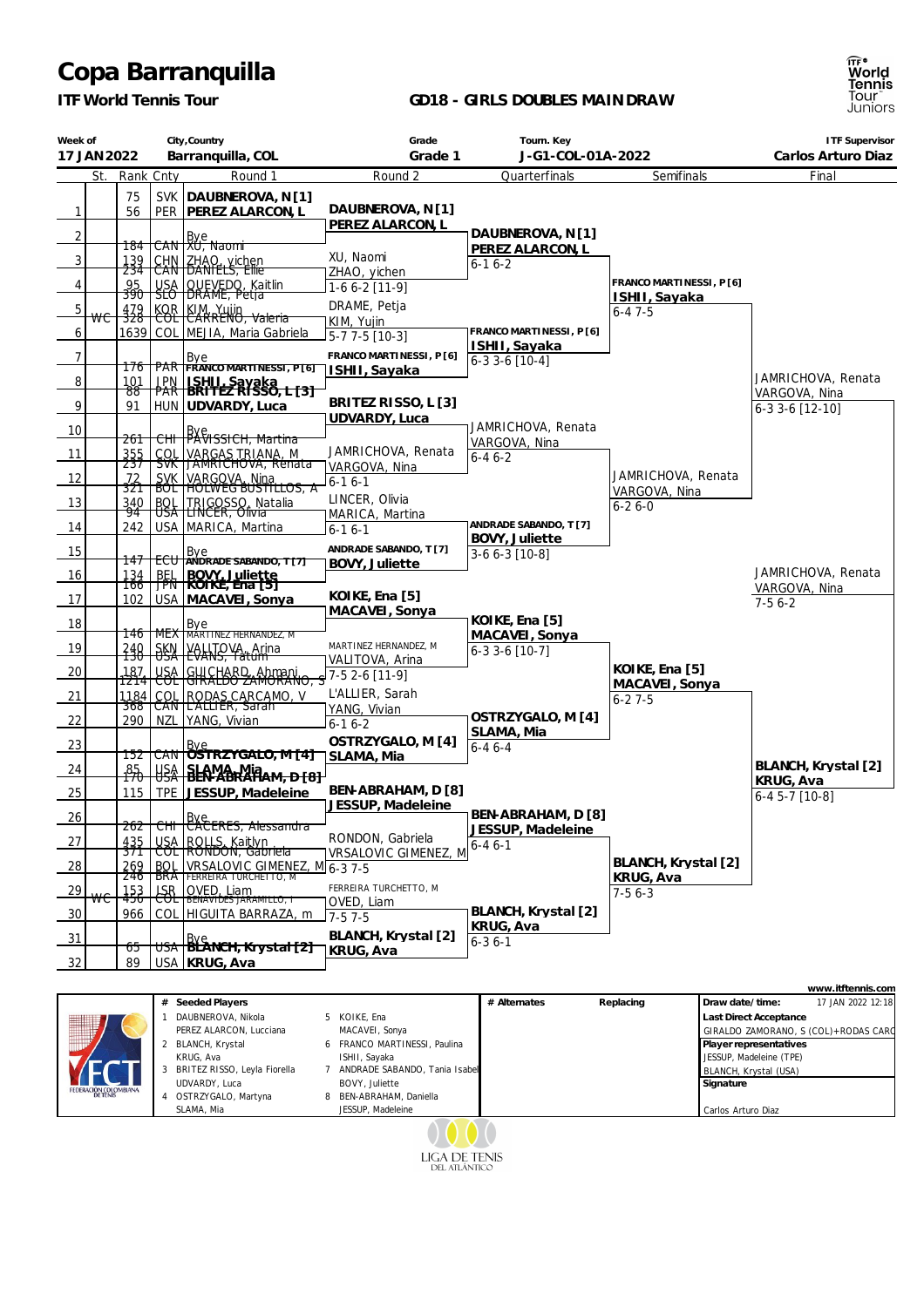# Copa Barranquilla

**ITF World Tennis Tour**

**GD18 - GIRLS DOUBLES MAIN DRAW**

| Week of | City,Country | Grade | Tourn. Key | ITF Supervisor |
|---|---|---|---|---|
| 17 JAN 2022 | Barranquilla, COL | Grade 1 | J-G1-COL-01A-2022 | Carlos Arturo Diaz |

## Round 1

| # | St. | Rank | Cnty | Round 1 |
|---|---|---|---|---|
| 1 | | 75 | SVK | DAUBNEROVA, N [1] |
| | | 56 | PER | PEREZ ALARCON, L |
| 2 | | | | Bye |
| 3 | | 184 | CAN | XU, Naomi |
| | | 139 | CHN | ZHAO, yichen |
| 4 | | 234 | CAN | DANIELS, Ellie |
| | | 95 | USA | QUEVEDO, Kaitlin |
| 5 | | 390 | SLO | DRAME, Petja |
| | WC | 479 | KOR | KIM, Yujin |
| 6 | | 328 | COL | CARREÑO, Valeria |
| | | 1639 | COL | MEJIA, Maria Gabriela |
| 7 | | | | Bye |
| 8 | | 176 | PAR | FRANCO MARTINESSI, P [6] |
| | | 101 | JPN | ISHII, Sayaka |
| 9 | | 88 | PAR | BRITEZ RISSO, L [3] |
| | | 91 | HUN | UDVARDY, Luca |
| 10 | | | | Bye |
| 11 | | 261 | CHI | PAVISSICH, Martina |
| | | 355 | COL | VARGAS TRIANA, M |
| 12 | | 237 | SVK | JAMRICHOVA, Renata |
| | | 72 | SVK | VARGOVA, Nina |
| 13 | | 321 | BOL | HOLWEG BUSTILLOS, A |
| | | 340 | BOL | TRIGOSSO, Natalia |
| 14 | | 94 | USA | LINCER, Olivia |
| | | 242 | USA | MARICA, Martina |
| 15 | | | | Bye |
| 16 | | 147 | ECU | ANDRADE SABANDO, T [7] |
| | | 134 | BEL | BOVY, Juliette |
| 17 | | 166 | JPN | KOIKE, Ena [5] |
| | | 102 | USA | MACAVEI, Sonya |
| 18 | | | | Bye |
| 19 | | 146 | MEX | MARTINEZ HERNANDEZ, M |
| | | 240 | SKN | VALITOVA, Arina |
| 20 | | 130 | USA | EVANS, Tatum |
| | | 187 | USA | GUICHARD, Ahmani |
| 21 | | 1214 | COL | GIRALDO ZAMORANO, S |
| | | 1184 | COL | RODAS CARCAMO, V |
| 22 | | 368 | CAN | L'ALLIER, Sarah |
| | | 290 | NZL | YANG, Vivian |
| 23 | | | | Bye |
| 24 | | 152 | CAN | OSTRZYGALO, M [4] |
| | | 85 | USA | SLAMA, Mia |
| 25 | | 170 | USA | BEN-ABRAHAM, D [8] |
| | | 115 | TPE | JESSUP, Madeleine |
| 26 | | | | Bye |
| 27 | | 262 | CHI | CACERES, Alessandra |
| | | 435 | USA | ROLLS, Kaitlyn |
| 28 | | 371 | COL | RONDON, Gabriela |
| | | 269 | BOL | VRSALOVIC GIMENEZ, M |
| 29 | | 248 | BRA | FERREIRA TURCHETTO, M |
| | | 153 | ISR | OVED, Liam |
| 30 | WC | 450 | COL | BENAVIDES JARAMILLO, I |
| | | 966 | COL | HIGUITA BARRAZA, m |
| 31 | | | | Bye |
| 32 | | 65 | USA | BLANCH, Krystal [2] |
| | | 89 | USA | KRUG, Ava |

## Round 2

| Winners | Score |
|---|---|
| DAUBNEROVA, N [1] / PEREZ ALARCON, L | |
| XU, Naomi / ZHAO, yichen | 1-6 6-2 [11-9] |
| DRAME, Petja / KIM, Yujin | 5-7 7-5 [10-3] |
| FRANCO MARTINESSI, P [6] / ISHII, Sayaka | |
| BRITEZ RISSO, L [3] / UDVARDY, Luca | |
| JAMRICHOVA, Renata / VARGOVA, Nina | 6-1 6-1 |
| LINCER, Olivia / MARICA, Martina | 6-1 6-1 |
| ANDRADE SABANDO, T [7] / BOVY, Juliette | |
| KOIKE, Ena [5] / MACAVEI, Sonya | |
| MARTINEZ HERNANDEZ, M / VALITOVA, Arina | 7-5 2-6 [11-9] |
| L'ALLIER, Sarah / YANG, Vivian | 6-1 6-2 |
| OSTRZYGALO, M [4] / SLAMA, Mia | |
| BEN-ABRAHAM, D [8] / JESSUP, Madeleine | |
| RONDON, Gabriela / VRSALOVIC GIMENEZ, M | 6-3 7-5 |
| FERREIRA TURCHETTO, M / OVED, Liam | 7-5 7-5 |
| BLANCH, Krystal [2] / KRUG, Ava | |

## Quarterfinals

| Winners | Score |
|---|---|
| DAUBNEROVA, N [1] / PEREZ ALARCON, L | 6-1 6-2 |
| FRANCO MARTINESSI, P [6] / ISHII, Sayaka | 6-3 3-6 [10-4] |
| JAMRICHOVA, Renata / VARGOVA, Nina | 6-4 6-2 |
| ANDRADE SABANDO, T [7] / BOVY, Juliette | 3-6 6-3 [10-8] |
| KOIKE, Ena [5] / MACAVEI, Sonya | 6-3 3-6 [10-7] |
| OSTRZYGALO, M [4] / SLAMA, Mia | 6-4 6-4 |
| BEN-ABRAHAM, D [8] / JESSUP, Madeleine | 6-4 6-1 |
| BLANCH, Krystal [2] / KRUG, Ava | 6-3 6-1 |

## Semifinals

| Winners | Score |
|---|---|
| FRANCO MARTINESSI, P [6] / ISHII, Sayaka | 6-4 7-5 |
| JAMRICHOVA, Renata / VARGOVA, Nina | 6-2 6-0 |
| KOIKE, Ena [5] / MACAVEI, Sonya | 6-2 7-5 |
| BLANCH, Krystal [2] / KRUG, Ava | 7-5 6-3 |

## Final

| Winners | Score |
|---|---|
| JAMRICHOVA, Renata / VARGOVA, Nina | 6-3 3-6 [12-10] |
| BLANCH, Krystal [2] / KRUG, Ava | 6-4 5-7 [10-8] |

**Champions:** JAMRICHOVA, Renata / VARGOVA, Nina — 7-5 6-2

www.itftennis.com

| # | Seeded Players | # | Seeded Players |
|---|---|---|---|
| 1 | DAUBNEROVA, Nikola / PEREZ ALARCON, Lucciana | 5 | KOIKE, Ena / MACAVEI, Sonya |
| 2 | BLANCH, Krystal / KRUG, Ava | 6 | FRANCO MARTINESSI, Paulina / ISHII, Sayaka |
| 3 | BRITEZ RISSO, Leyla Fiorella / UDVARDY, Luca | 7 | ANDRADE SABANDO, Tania Isabel / BOVY, Juliette |
| 4 | OSTRZYGALO, Martyna / SLAMA, Mia | 8 | BEN-ABRAHAM, Daniella / JESSUP, Madeleine |

| # Alternates | Replacing |
|---|---|
| | |

**Draw date/time:** 17 JAN 2022 12:18

**Last Direct Acceptance:** GIRALDO ZAMORANO, S (COL)+RODAS CARC

**Player representatives:** JESSUP, Madeleine (TPE); BLANCH, Krystal (USA)

**Signature:** Carlos Arturo Diaz

FEDERACION COLOMBIANA DE TENIS

LIGA DE TENIS DEL ATLÁNTICO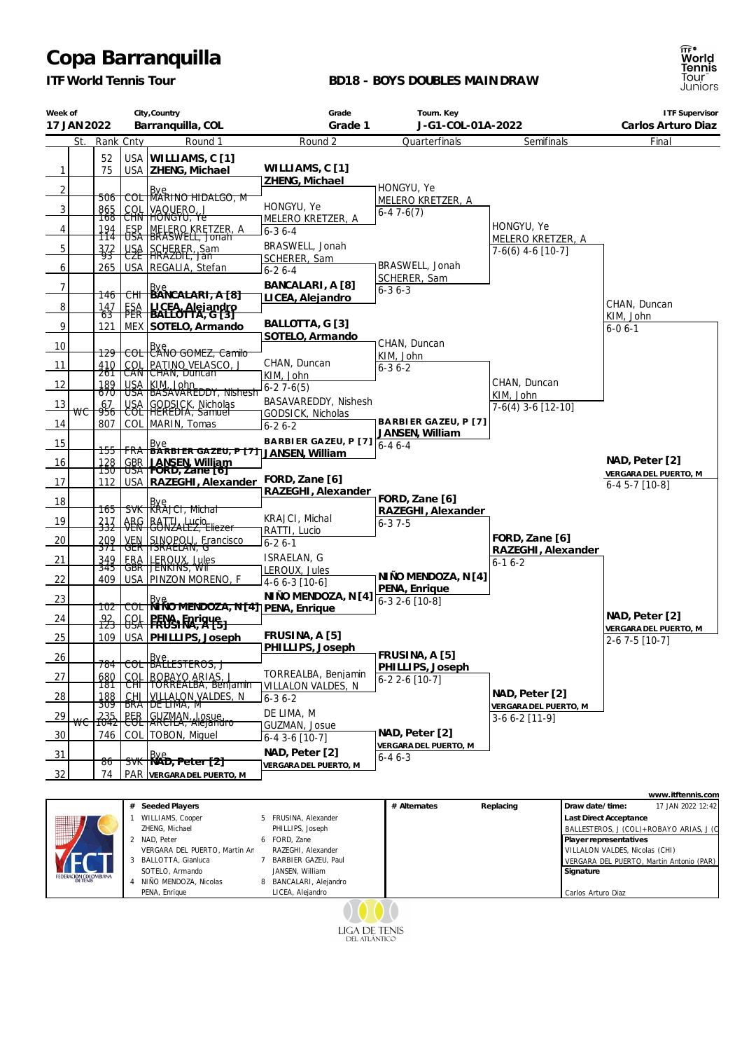# Copa Barranquilla

**ITF World Tennis Tour**

**BD18 - BOYS DOUBLES MAIN DRAW**

| Week of | City,Country | Grade | Tourn. Key | ITF Supervisor |
|---|---|---|---|---|
| 17 JAN 2022 | Barranquilla, COL | Grade 1 | J-G1-COL-01A-2022 | Carlos Arturo Diaz |

## Round 1

| # | St. | Rank | Cnty | Round 1 |
|---|---|---|---|---|
| 1 | | 52 / 75 | USA / USA | **WILLIAMS, C [1]** / **ZHENG, Michael** |
| 2 | | | | Bye |
| 3 | | 506 / 865 | COL / COL | MARINO HIDALGO, M / VAQUERO, J |
| 4 | | 168 / 194 | CHN / ESP | HONGYU, Ye / MELERO KRETZER, A |
| 5 | | 114 / 372 | USA / USA | BRASWELL, Jonah / SCHERER, Sam |
| 6 | | 93 / 265 | CZE / USA | HRAZDIL, Jan / REGALIA, Stefan |
| 7 | | | | Bye |
| 8 | | 146 / 147 | CHI / ESA | **BANCALARI, A [8]** / **LICEA, Alejandro** |
| 9 | | 63 / 121 | PER / MEX | **BALLOTTA, G [3]** / **SOTELO, Armando** |
| 10 | | | | Bye |
| 11 | | 129 / 410 | COL / COL | CANO GOMEZ, Camilo / PATINO VELASCO, J |
| 12 | | 261 / 189 | CAN / USA | CHAN, Duncan / KIM, John |
| 13 | WC | 670 / 67 | USA / USA | BASAVAREDDY, Nishesh / GODSICK, Nicholas |
| 14 | | 956 / 807 | COL / COL | HEREDIA, Samuel / MARIN, Tomas |
| 15 | | | | Bye |
| 16 | | 155 / 128 | FRA / GBR | **BARBIER GAZEU, P [7]** / **JANSEN, William** |
| 17 | | 150 / 112 | USA / USA | **FORD, Zane [6]** / **RAZEGHI, Alexander** |
| 18 | | | | Bye |
| 19 | | 165 / 217 | SVK / ARG | KRAJCI, Michal / RATTI, Lucio |
| 20 | | 332 / 209 | VEN / VEN | GONZALEZ, Eliezer / SINOPOLI, Francisco |
| 21 | | 371 / 349 | GER / FRA | ISRAELAN, G / LEROUX, Jules |
| 22 | | 345 / 409 | GBR / USA | JENKINS, Wil / PINZON MORENO, F |
| 23 | | | | Bye |
| 24 | | 102 / 92 | COL / COL | **NIÑO MENDOZA, N [4]** / **PENA, Enrique** |
| 25 | | 123 / 109 | USA / USA | **FRUSINA, A [5]** / **PHILLIPS, Joseph** |
| 26 | | | | Bye |
| 27 | | 784 / 680 | COL / COL | BALLESTEROS, J / ROBAYO ARIAS, J |
| 28 | | 181 / 188 | CHI / CHI | TORREALBA, Benjamin / VILLALON VALDES, N |
| 29 | WC | 309 / 235 | BRA / PER | DE LIMA, M / GUZMAN, Josue |
| 30 | | 1042 / 746 | COL / COL | ARCILA, Alejandro / TOBON, Miguel |
| 31 | | | | Bye |
| 32 | | 86 / 74 | SVK / PAR | **NAD, Peter [2]** / **VERGARA DEL PUERTO, M** |

## Round 2

- **WILLIAMS, C [1] / ZHENG, Michael**
- HONGYU, Ye / MELERO KRETZER, A — 6-3 6-4
- BRASWELL, Jonah / SCHERER, Sam — 6-2 6-4
- **BANCALARI, A [8] / LICEA, Alejandro**
- **BALLOTTA, G [3] / SOTELO, Armando**
- CHAN, Duncan / KIM, John — 6-2 7-6(5)
- BASAVAREDDY, Nishesh / GODSICK, Nicholas — 6-2 6-2
- **BARBIER GAZEU, P [7] / JANSEN, William**
- **FORD, Zane [6] / RAZEGHI, Alexander**
- KRAJCI, Michal / RATTI, Lucio — 6-2 6-1
- ISRAELAN, G / LEROUX, Jules — 4-6 6-3 [10-6]
- **NIÑO MENDOZA, N [4] / PENA, Enrique**
- **FRUSINA, A [5] / PHILLIPS, Joseph**
- TORREALBA, Benjamin / VILLALON VALDES, N — 6-3 6-2
- DE LIMA, M / GUZMAN, Josue — 6-4 3-6 [10-7]
- **NAD, Peter [2] / VERGARA DEL PUERTO, M**

## Quarterfinals

- HONGYU, Ye / MELERO KRETZER, A — 6-4 7-6(7)
- BRASWELL, Jonah / SCHERER, Sam — 6-3 6-3
- CHAN, Duncan / KIM, John — 6-3 6-2
- **BARBIER GAZEU, P [7] / JANSEN, William** — 6-4 6-4
- **FORD, Zane [6] / RAZEGHI, Alexander** — 6-3 7-5
- **NIÑO MENDOZA, N [4] / PENA, Enrique** — 6-3 2-6 [10-8]
- **FRUSINA, A [5] / PHILLIPS, Joseph** — 6-2 2-6 [10-7]
- **NAD, Peter [2] / VERGARA DEL PUERTO, M** — 6-4 6-3

## Semifinals

- HONGYU, Ye / MELERO KRETZER, A — 7-6(6) 4-6 [10-7]
- CHAN, Duncan / KIM, John — 7-6(4) 3-6 [12-10]
- **FORD, Zane [6] / RAZEGHI, Alexander** — 6-1 6-2
- **NAD, Peter [2] / VERGARA DEL PUERTO, M** — 3-6 6-2 [11-9]

## Final

- CHAN, Duncan / KIM, John — 6-0 6-1
- **NAD, Peter [2] / VERGARA DEL PUERTO, M** — 6-4 5-7 [10-8]

**Winner: NAD, Peter [2] / VERGARA DEL PUERTO, M** — 2-6 7-5 [10-7]

www.itftennis.com

| # | Seeded Players | # | Seeded Players |
|---|---|---|---|
| 1 | WILLIAMS, Cooper / ZHENG, Michael | 5 | FRUSINA, Alexander / PHILLIPS, Joseph |
| 2 | NAD, Peter / VERGARA DEL PUERTO, Martin An | 6 | FORD, Zane / RAZEGHI, Alexander |
| 3 | BALLOTTA, Gianluca / SOTELO, Armando | 7 | BARBIER GAZEU, Paul / JANSEN, William |
| 4 | NIÑO MENDOZA, Nicolas / PENA, Enrique | 8 | BANCALARI, Alejandro / LICEA, Alejandro |

| # Alternates | Replacing |
|---|---|
| | |

**Draw date/time:** 17 JAN 2022 12:42

**Last Direct Acceptance:** BALLESTEROS, J (COL)+ROBAYO ARIAS, J (C

**Player representatives:** VILLALON VALDES, Nicolas (CHI); VERGARA DEL PUERTO, Martin Antonio (PAR)

**Signature:** Carlos Arturo Diaz

LIGA DE TENIS DEL ATLÁNTICO